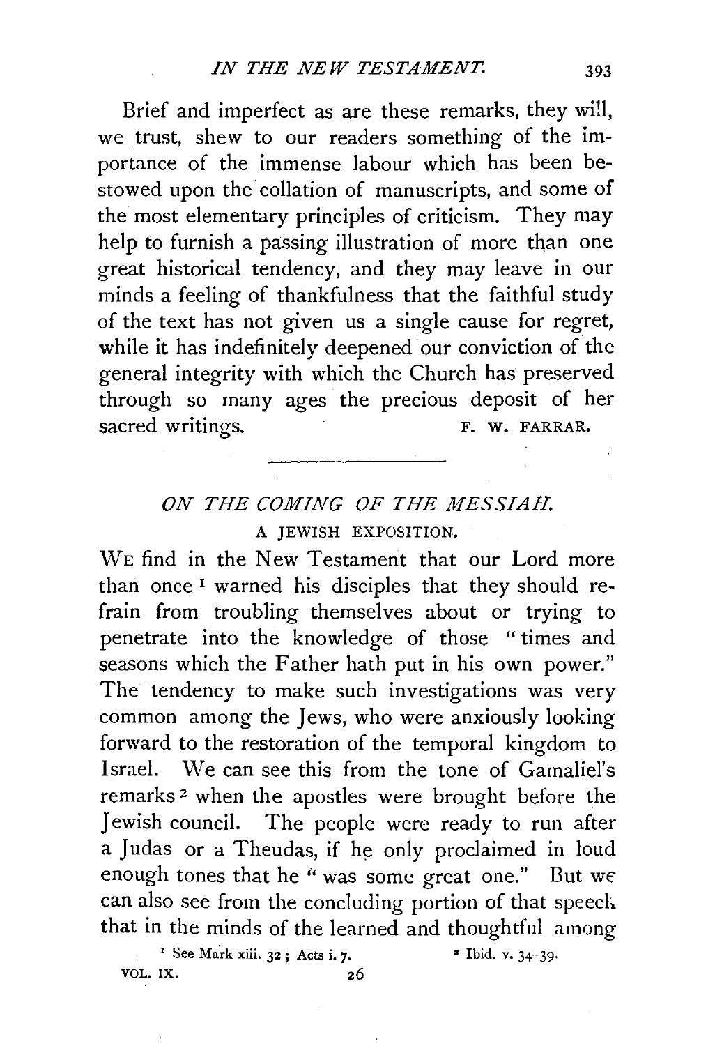Brief and imperfect as are these remarks, they will, we trust, shew to our readers something of the importance of the immense labour which has been bestowed upon the collation of manuscripts, and some of the most elementary principles of criticism. They may help to furnish a passing illustration of more than one great historical tendency, and they may leave in our minds a feeling of thankfulness that the faithful study of the text has not given us a single cause for regret, while it has indefinitely deepened our conviction of the general integrity with which the Church has preserved through so many ages the precious deposit of her sacred writings.

F. W. FARRAR.

---

## *ON THE COMING OF THE MESSIAH.*

### A JEWISH EXPOSITION.

WE find in the New Testament that our Lord more than once [1] warned his disciples that they should refrain from troubling themselves about or trying to penetrate into the knowledge of those "times and seasons which the Father hath put in his own power." The tendency to make such investigations was very common among the Jews, who were anxiously looking forward to the restoration of the temporal kingdom to Israel. We can see this from the tone of Gamaliel's remarks [2] when the apostles were brought before the Jewish council. The people were ready to run after a Judas or a Theudas, if he only proclaimed in loud enough tones that he "was some great one." But we can also see from the concluding portion of that speech that in the minds of the learned and thoughtful among

[1] See Mark xiii. 32; Acts i. 7.

[2] Ibid. v. 34–39.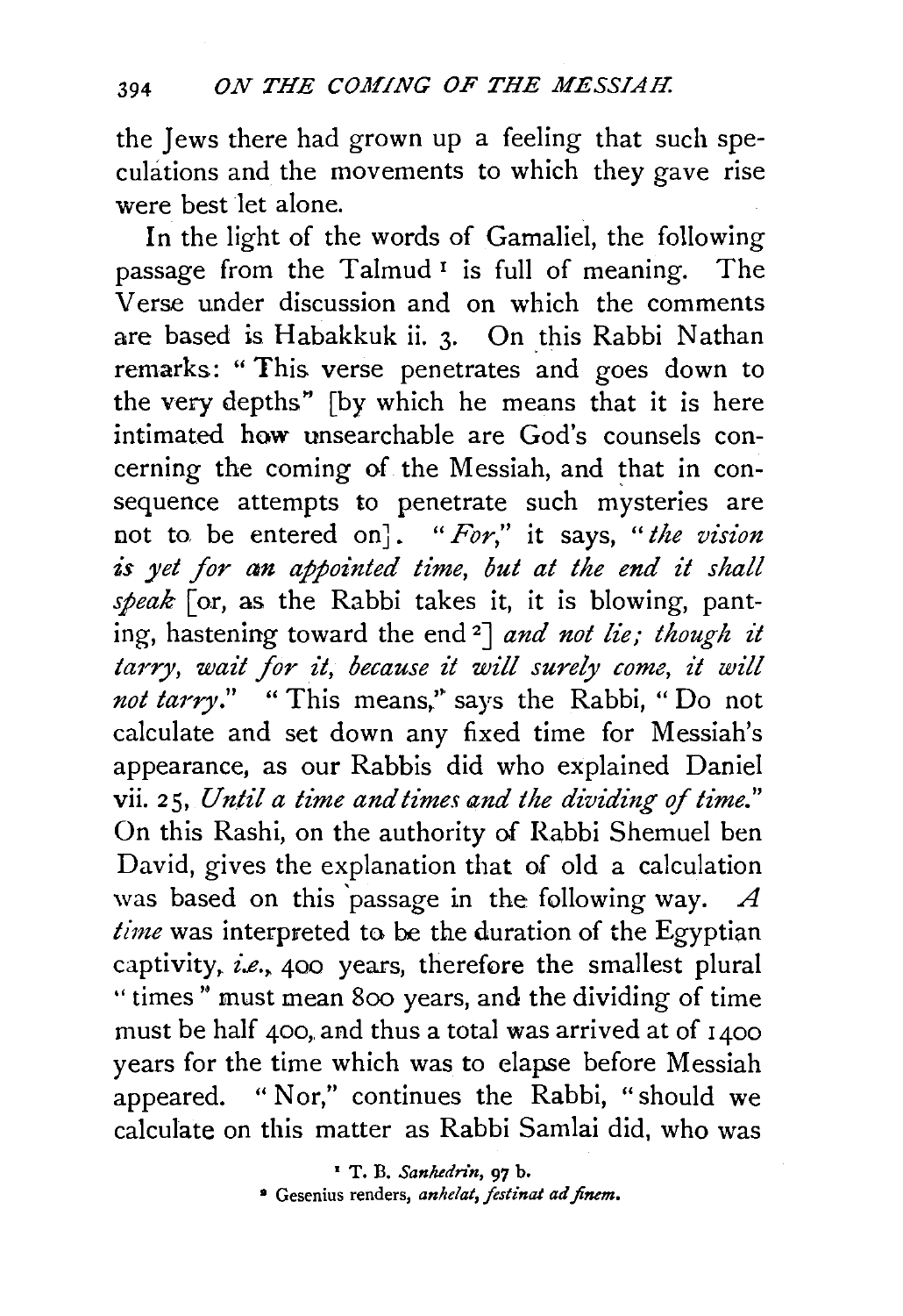the Jews there had grown up a feeling that such speculations and the movements to which they gave rise were best let alone.

In the light of the words of Gamaliel, the following passage from the Talmud [1] is full of meaning. The Verse under discussion and on which the comments are based is Habakkuk ii. 3. On this Rabbi Nathan remarks: "This verse penetrates and goes down to the very depths" [by which he means that it is here intimated how unsearchable are God's counsels concerning the coming of the Messiah, and that in consequence attempts to penetrate such mysteries are not to be entered on]. "*For*," it says, "*the vision is yet for an appointed time, but at the end it shall speak* [or, as the Rabbi takes it, it is blowing, panting, hastening toward the end [2]] *and not lie; though it tarry, wait for it, because it will surely come, it will not tarry*." "This means," says the Rabbi, "Do not calculate and set down any fixed time for Messiah's appearance, as our Rabbis did who explained Daniel vii. 25, *Until a time and times and the dividing of time*." On this Rashi, on the authority of Rabbi Shemuel ben David, gives the explanation that of old a calculation was based on this passage in the following way. *A time* was interpreted to be the duration of the Egyptian captivity, *i.e.*, 400 years, therefore the smallest plural "times" must mean 800 years, and the dividing of time must be half 400, and thus a total was arrived at of 1400 years for the time which was to elapse before Messiah appeared. "Nor," continues the Rabbi, "should we calculate on this matter as Rabbi Samlai did, who was

[1] T. B. *Sanhedrin*, 97 b.

[2] Gesenius renders, *anhelat, festinat ad finem.*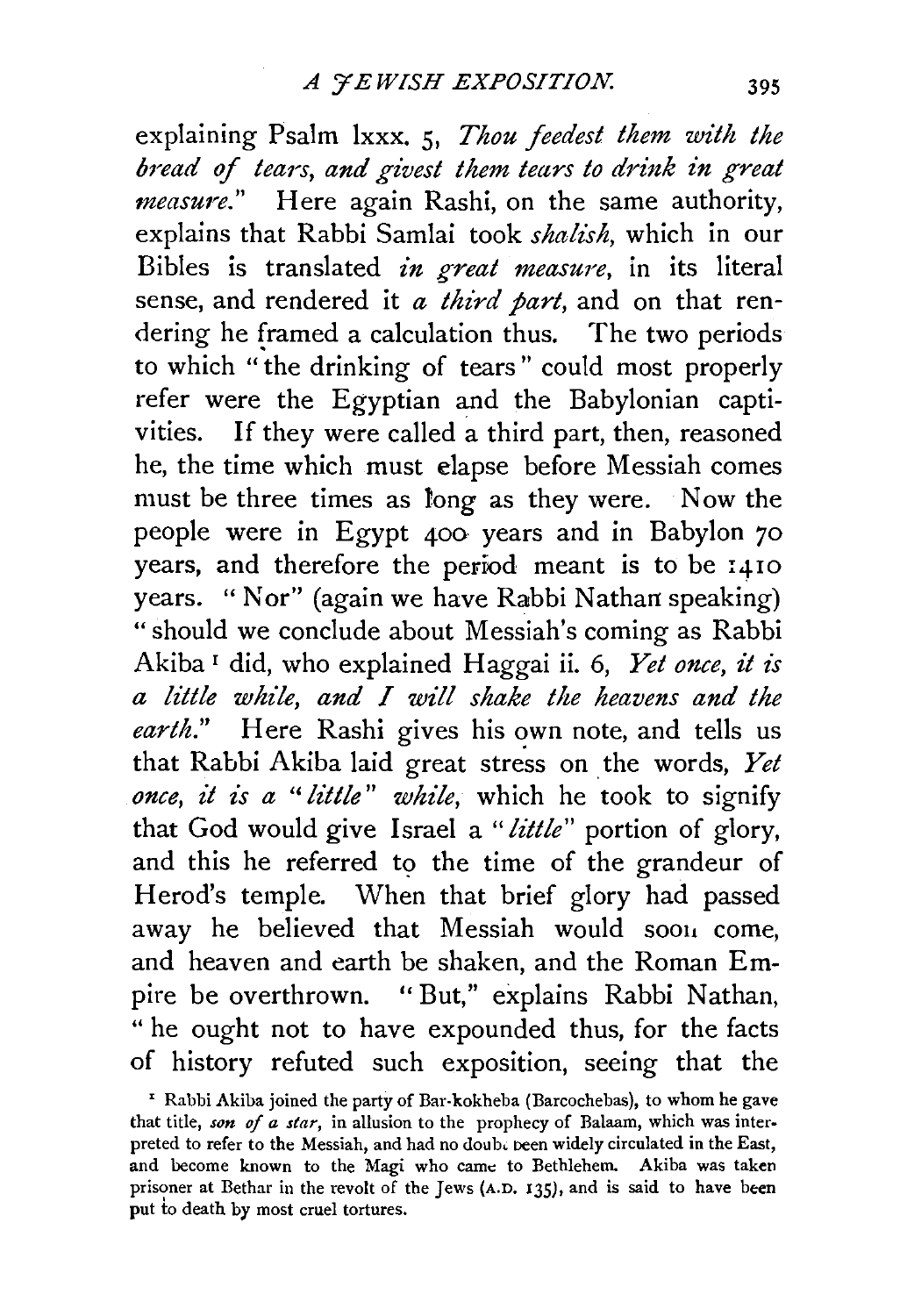explaining Psalm lxxx. 5, *Thou feedest them with the bread of tears, and givest them tears to drink in great measure.*" Here again Rashi, on the same authority, explains that Rabbi Samlai took *shalish*, which in our Bibles is translated *in great measure*, in its literal sense, and rendered it *a third part*, and on that rendering he framed a calculation thus. The two periods to which "the drinking of tears" could most properly refer were the Egyptian and the Babylonian captivities. If they were called a third part, then, reasoned he, the time which must elapse before Messiah comes must be three times as long as they were. Now the people were in Egypt 400 years and in Babylon 70 years, and therefore the period meant is to be 1410 years. "Nor" (again we have Rabbi Nathan speaking) "should we conclude about Messiah's coming as Rabbi Akiba[1] did, who explained Haggai ii. 6, *Yet once, it is a little while, and I will shake the heavens and the earth.*" Here Rashi gives his own note, and tells us that Rabbi Akiba laid great stress on the words, *Yet once, it is a "little" while,* which he took to signify that God would give Israel a "*little*" portion of glory, and this he referred to the time of the grandeur of Herod's temple. When that brief glory had passed away he believed that Messiah would soon come, and heaven and earth be shaken, and the Roman Empire be overthrown. "But," explains Rabbi Nathan, "he ought not to have expounded thus, for the facts of history refuted such exposition, seeing that the

[1] Rabbi Akiba joined the party of Bar-kokheba (Barcochebas), to whom he gave that title, *son of a star*, in allusion to the prophecy of Balaam, which was interpreted to refer to the Messiah, and had no doubt been widely circulated in the East, and become known to the Magi who came to Bethlehem. Akiba was taken prisoner at Bethar in the revolt of the Jews (A.D. 135), and is said to have been put to death by most cruel tortures.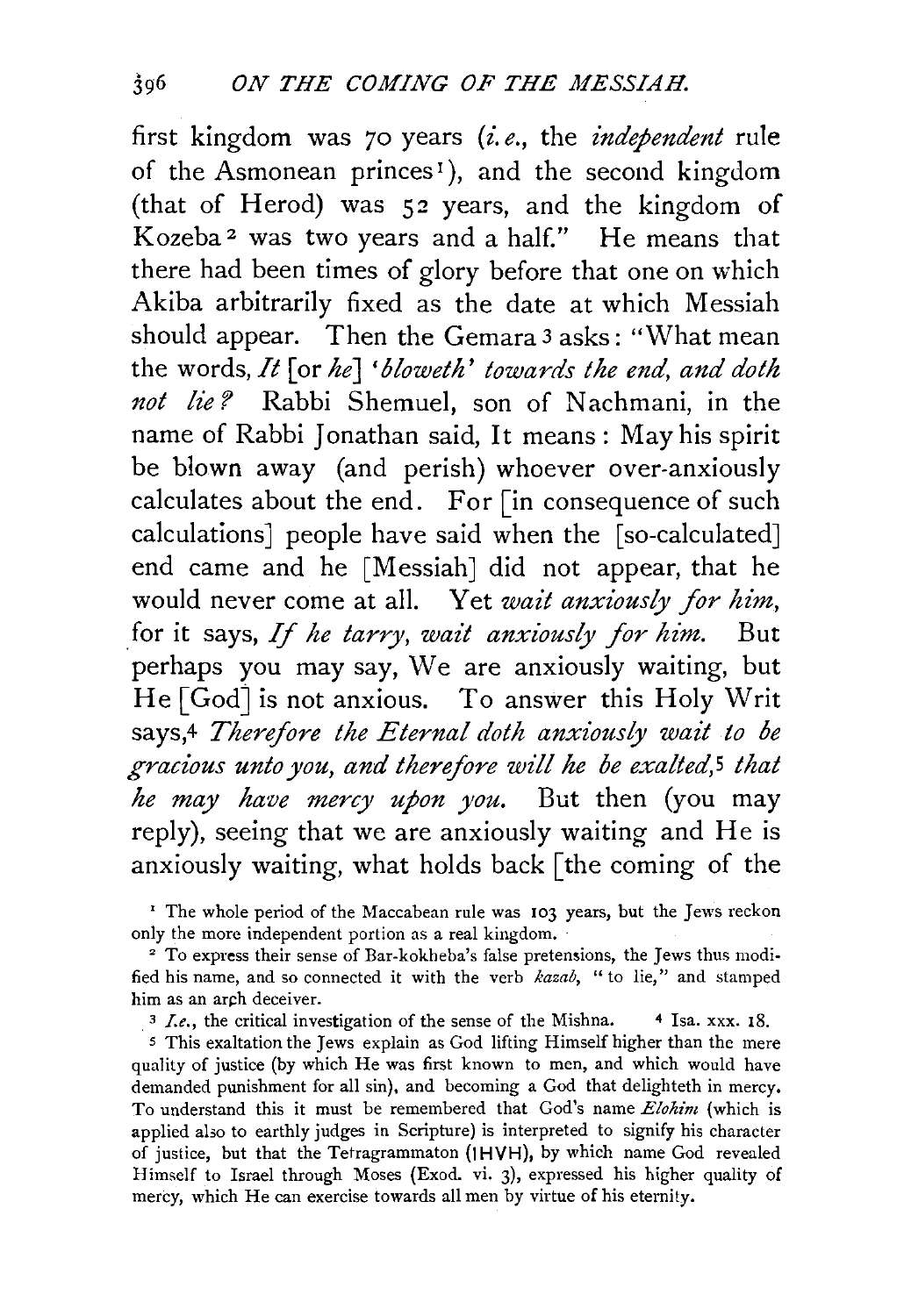first kingdom was 70 years (*i.e.*, the *independent* rule of the Asmonean princes[1]), and the second kingdom (that of Herod) was 52 years, and the kingdom of Kozeba[2] was two years and a half." He means that there had been times of glory before that one on which Akiba arbitrarily fixed as the date at which Messiah should appear. Then the Gemara[3] asks: "What mean the words, *It* [or *he*] *'bloweth' towards the end, and doth not lie?* Rabbi Shemuel, son of Nachmani, in the name of Rabbi Jonathan said, It means: May his spirit be blown away (and perish) whoever over-anxiously calculates about the end. For [in consequence of such calculations] people have said when the [so-calculated] end came and he [Messiah] did not appear, that he would never come at all. Yet *wait anxiously for him*, for it says, *If he tarry, wait anxiously for him.* But perhaps you may say, We are anxiously waiting, but He [God] is not anxious. To answer this Holy Writ says,[4] *Therefore the Eternal doth anxiously wait to be gracious unto you, and therefore will he be exalted,*[5] *that he may have mercy upon you.* But then (you may reply), seeing that we are anxiously waiting and He is anxiously waiting, what holds back [the coming of the

[1] The whole period of the Maccabean rule was 103 years, but the Jews reckon only the more independent portion as a real kingdom.

[2] To express their sense of Bar-kokheba's false pretensions, the Jews thus modified his name, and so connected it with the verb *kazab*, "to lie," and stamped him as an arch deceiver.

[3] *I.e.*, the critical investigation of the sense of the Mishna.

[4] Isa. xxx. 18.

[5] This exaltation the Jews explain as God lifting Himself higher than the mere quality of justice (by which He was first known to men, and which would have demanded punishment for all sin), and becoming a God that delighteth in mercy. To understand this it must be remembered that God's name *Elohim* (which is applied also to earthly judges in Scripture) is interpreted to signify his character of justice, but that the Tetragrammaton (IHVH), by which name God revealed Himself to Israel through Moses (Exod. vi. 3), expressed his higher quality of mercy, which He can exercise towards all men by virtue of his eternity.